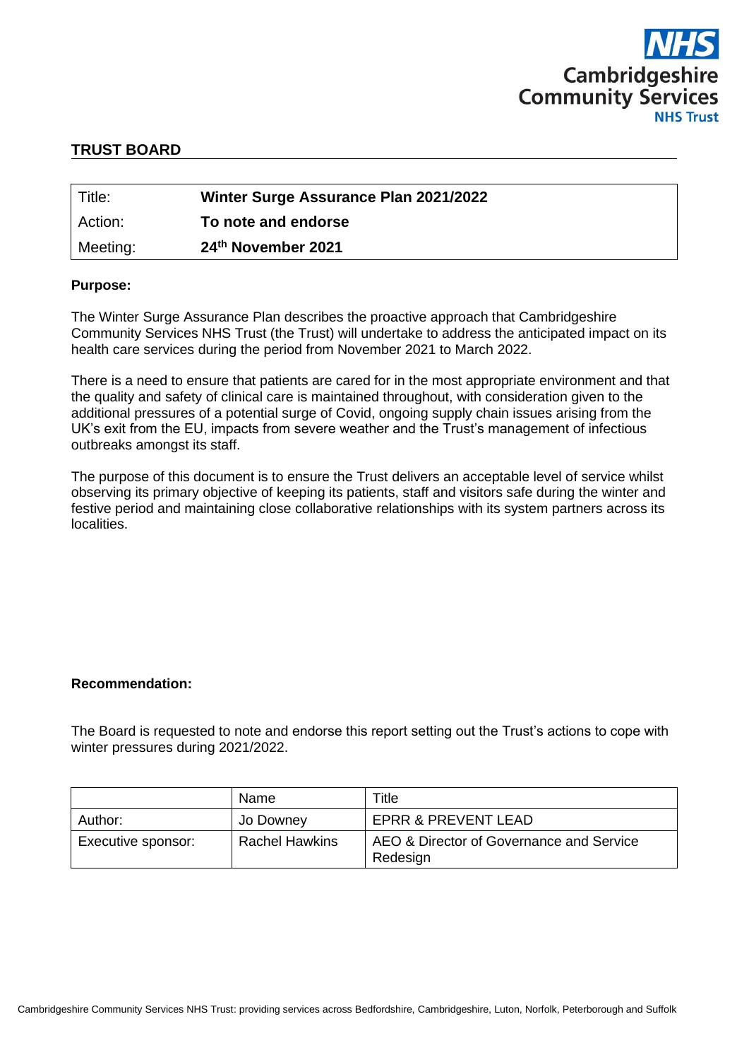Cambridgeshire Community Services NHS Trust

## TRUST BOARD

| Title: | Winter Surge Assurance Plan 2021/2022 |
|---|---|
| Action: | **To note and endorse** |
| Meeting: | **24th November 2021** |

**Purpose:**

The Winter Surge Assurance Plan describes the proactive approach that Cambridgeshire Community Services NHS Trust (the Trust) will undertake to address the anticipated impact on its health care services during the period from November 2021 to March 2022.

There is a need to ensure that patients are cared for in the most appropriate environment and that the quality and safety of clinical care is maintained throughout, with consideration given to the additional pressures of a potential surge of Covid, ongoing supply chain issues arising from the UK's exit from the EU, impacts from severe weather and the Trust's management of infectious outbreaks amongst its staff.

The purpose of this document is to ensure the Trust delivers an acceptable level of service whilst observing its primary objective of keeping its patients, staff and visitors safe during the winter and festive period and maintaining close collaborative relationships with its system partners across its localities.

**Recommendation:**

The Board is requested to note and endorse this report setting out the Trust's actions to cope with winter pressures during 2021/2022.

| | Name | Title |
|---|---|---|
| Author: | Jo Downey | EPRR & PREVENT LEAD |
| Executive sponsor: | Rachel Hawkins | AEO & Director of Governance and Service Redesign |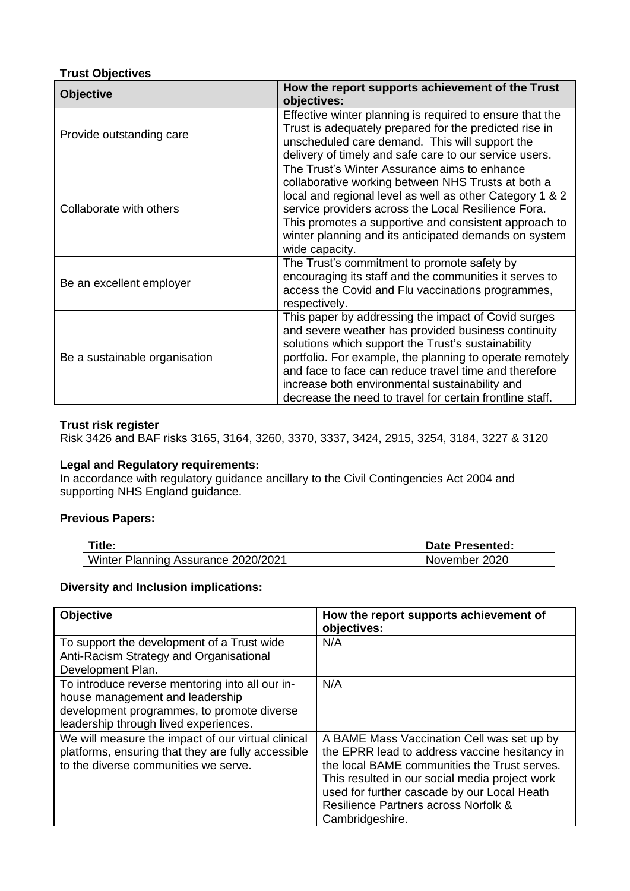**Trust Objectives**

| Objective | How the report supports achievement of the Trust objectives: |
|---|---|
| Provide outstanding care | Effective winter planning is required to ensure that the Trust is adequately prepared for the predicted rise in unscheduled care demand. This will support the delivery of timely and safe care to our service users. |
| Collaborate with others | The Trust's Winter Assurance aims to enhance collaborative working between NHS Trusts at both a local and regional level as well as other Category 1 & 2 service providers across the Local Resilience Fora. This promotes a supportive and consistent approach to winter planning and its anticipated demands on system wide capacity. |
| Be an excellent employer | The Trust's commitment to promote safety by encouraging its staff and the communities it serves to access the Covid and Flu vaccinations programmes, respectively. |
| Be a sustainable organisation | This paper by addressing the impact of Covid surges and severe weather has provided business continuity solutions which support the Trust's sustainability portfolio. For example, the planning to operate remotely and face to face can reduce travel time and therefore increase both environmental sustainability and decrease the need to travel for certain frontline staff. |

**Trust risk register**
Risk 3426 and BAF risks 3165, 3164, 3260, 3370, 3337, 3424, 2915, 3254, 3184, 3227 & 3120

**Legal and Regulatory requirements:**
In accordance with regulatory guidance ancillary to the Civil Contingencies Act 2004 and supporting NHS England guidance.

**Previous Papers:**

| Title: | Date Presented: |
|---|---|
| Winter Planning Assurance 2020/2021 | November 2020 |

**Diversity and Inclusion implications:**

| Objective | How the report supports achievement of objectives: |
|---|---|
| To support the development of a Trust wide Anti-Racism Strategy and Organisational Development Plan. | N/A |
| To introduce reverse mentoring into all our in-house management and leadership development programmes, to promote diverse leadership through lived experiences. | N/A |
| We will measure the impact of our virtual clinical platforms, ensuring that they are fully accessible to the diverse communities we serve. | A BAME Mass Vaccination Cell was set up by the EPRR lead to address vaccine hesitancy in the local BAME communities the Trust serves. This resulted in our social media project work used for further cascade by our Local Heath Resilience Partners across Norfolk & Cambridgeshire. |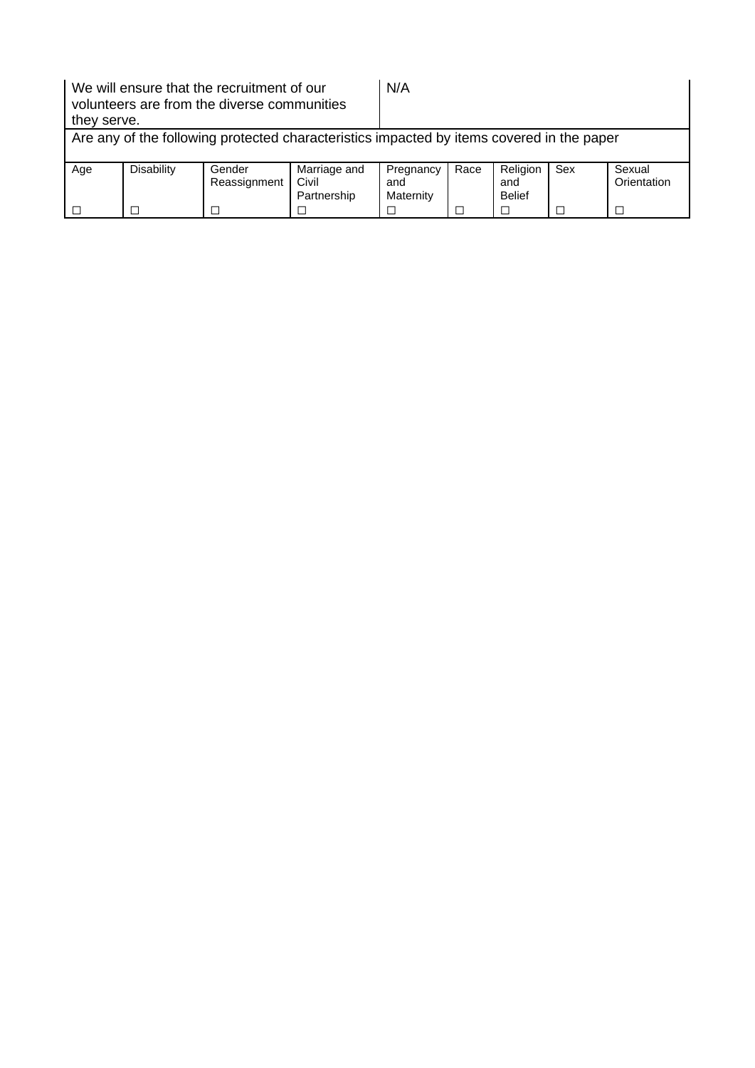| | | | | | | | | |
|---|---|---|---|---|---|---|---|---|
| We will ensure that the recruitment of our volunteers are from the diverse communities they serve. | | | | N/A | | | | |
| Are any of the following protected characteristics impacted by items covered in the paper | | | | | | | | |
| Age | Disability | Gender Reassignment | Marriage and Civil Partnership | Pregnancy and Maternity | Race | Religion and Belief | Sex | Sexual Orientation |
| ☐ | ☐ | ☐ | ☐ | ☐ | ☐ | ☐ | ☐ | ☐ |